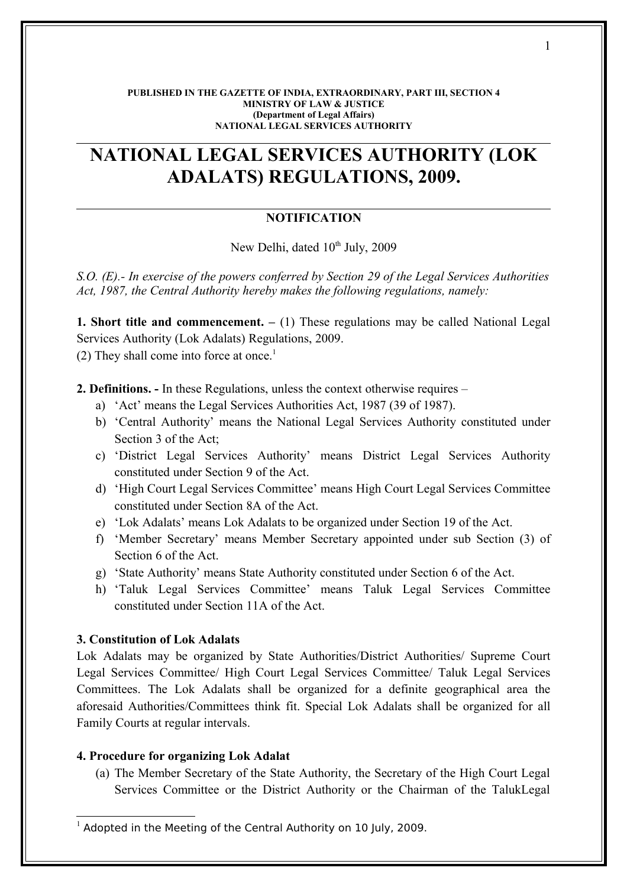**PUBLISHED IN THE GAZETTE OF INDIA, EXTRAORDINARY, PART III, SECTION 4**
**MINISTRY OF LAW & JUSTICE**
**(Department of Legal Affairs)**
**NATIONAL LEGAL SERVICES AUTHORITY**

# NATIONAL LEGAL SERVICES AUTHORITY (LOK ADALATS) REGULATIONS, 2009.

## NOTIFICATION

New Delhi, dated 10th July, 2009

*S.O. (E).- In exercise of the powers conferred by Section 29 of the Legal Services Authorities Act, 1987, the Central Authority hereby makes the following regulations, namely:*

**1. Short title and commencement. –** (1) These regulations may be called National Legal Services Authority (Lok Adalats) Regulations, 2009.

(2) They shall come into force at once.[1]

**2. Definitions. -** In these Regulations, unless the context otherwise requires –

a) 'Act' means the Legal Services Authorities Act, 1987 (39 of 1987).
b) 'Central Authority' means the National Legal Services Authority constituted under Section 3 of the Act;
c) 'District Legal Services Authority' means District Legal Services Authority constituted under Section 9 of the Act.
d) 'High Court Legal Services Committee' means High Court Legal Services Committee constituted under Section 8A of the Act.
e) 'Lok Adalats' means Lok Adalats to be organized under Section 19 of the Act.
f) 'Member Secretary' means Member Secretary appointed under sub Section (3) of Section 6 of the Act.
g) 'State Authority' means State Authority constituted under Section 6 of the Act.
h) 'Taluk Legal Services Committee' means Taluk Legal Services Committee constituted under Section 11A of the Act.

**3. Constitution of Lok Adalats**

Lok Adalats may be organized by State Authorities/District Authorities/ Supreme Court Legal Services Committee/ High Court Legal Services Committee/ Taluk Legal Services Committees. The Lok Adalats shall be organized for a definite geographical area the aforesaid Authorities/Committees think fit. Special Lok Adalats shall be organized for all Family Courts at regular intervals.

**4. Procedure for organizing Lok Adalat**

(a) The Member Secretary of the State Authority, the Secretary of the High Court Legal Services Committee or the District Authority or the Chairman of the TalukLegal

---

[1] Adopted in the Meeting of the Central Authority on 10 July, 2009.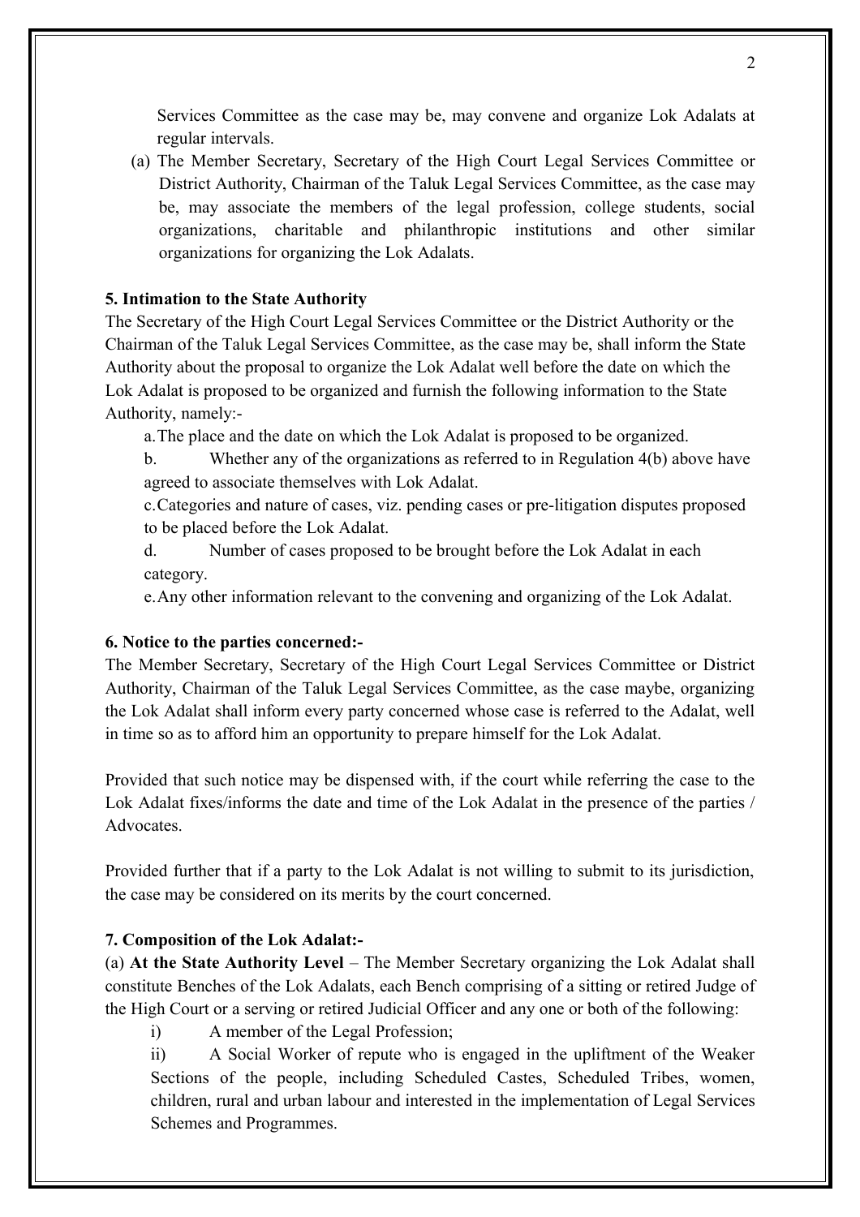Services Committee as the case may be, may convene and organize Lok Adalats at regular intervals.

(a) The Member Secretary, Secretary of the High Court Legal Services Committee or District Authority, Chairman of the Taluk Legal Services Committee, as the case may be, may associate the members of the legal profession, college students, social organizations, charitable and philanthropic institutions and other similar organizations for organizing the Lok Adalats.

**5. Intimation to the State Authority**

The Secretary of the High Court Legal Services Committee or the District Authority or the Chairman of the Taluk Legal Services Committee, as the case may be, shall inform the State Authority about the proposal to organize the Lok Adalat well before the date on which the Lok Adalat is proposed to be organized and furnish the following information to the State Authority, namely:-

a. The place and the date on which the Lok Adalat is proposed to be organized.

b. Whether any of the organizations as referred to in Regulation 4(b) above have agreed to associate themselves with Lok Adalat.

c. Categories and nature of cases, viz. pending cases or pre-litigation disputes proposed to be placed before the Lok Adalat.

d. Number of cases proposed to be brought before the Lok Adalat in each category.

e. Any other information relevant to the convening and organizing of the Lok Adalat.

**6. Notice to the parties concerned:-**

The Member Secretary, Secretary of the High Court Legal Services Committee or District Authority, Chairman of the Taluk Legal Services Committee, as the case maybe, organizing the Lok Adalat shall inform every party concerned whose case is referred to the Adalat, well in time so as to afford him an opportunity to prepare himself for the Lok Adalat.

Provided that such notice may be dispensed with, if the court while referring the case to the Lok Adalat fixes/informs the date and time of the Lok Adalat in the presence of the parties / Advocates.

Provided further that if a party to the Lok Adalat is not willing to submit to its jurisdiction, the case may be considered on its merits by the court concerned.

**7. Composition of the Lok Adalat:-**

(a) **At the State Authority Level** – The Member Secretary organizing the Lok Adalat shall constitute Benches of the Lok Adalats, each Bench comprising of a sitting or retired Judge of the High Court or a serving or retired Judicial Officer and any one or both of the following:

i) A member of the Legal Profession;

ii) A Social Worker of repute who is engaged in the upliftment of the Weaker Sections of the people, including Scheduled Castes, Scheduled Tribes, women, children, rural and urban labour and interested in the implementation of Legal Services Schemes and Programmes.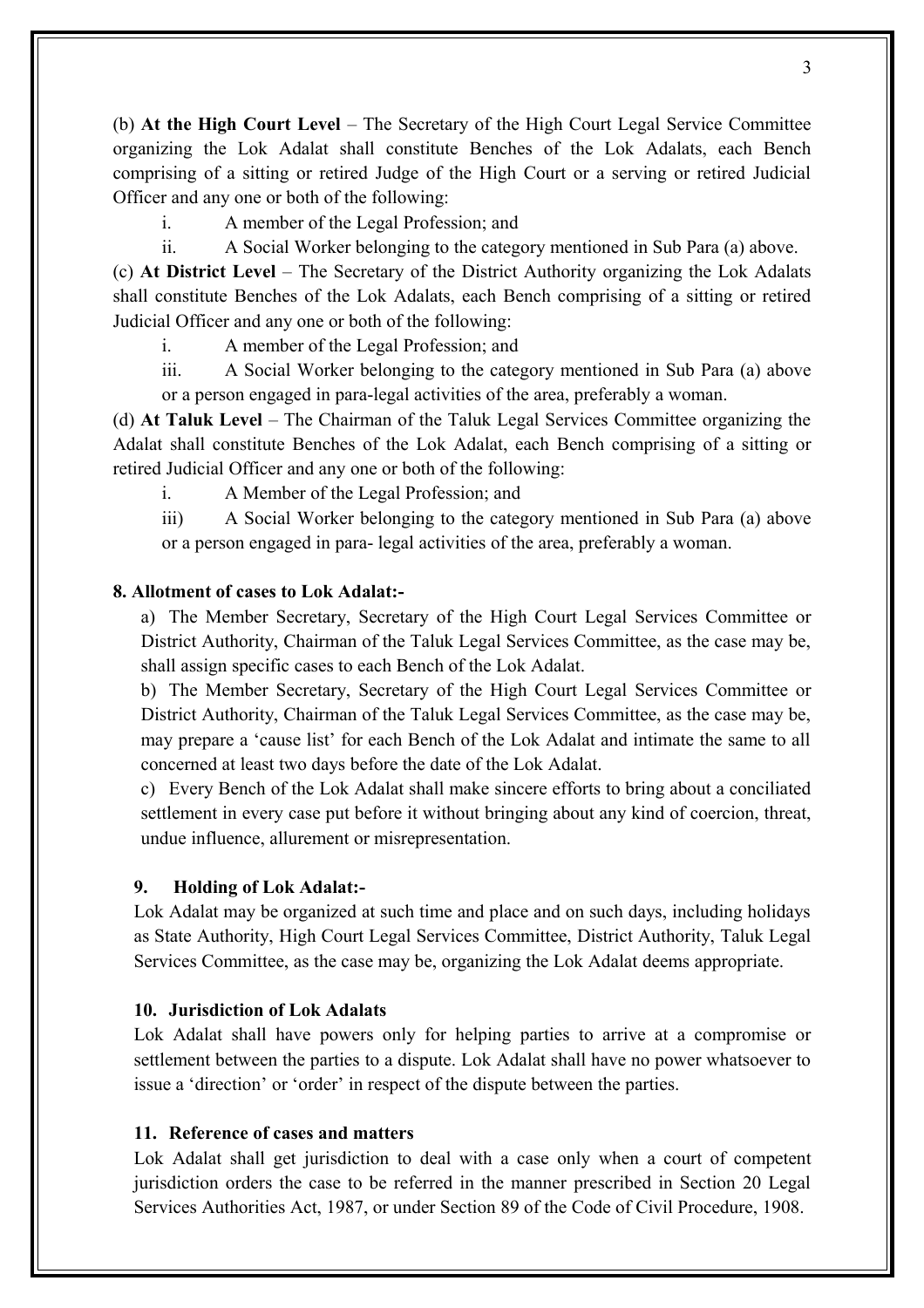(b) **At the High Court Level** – The Secretary of the High Court Legal Service Committee organizing the Lok Adalat shall constitute Benches of the Lok Adalats, each Bench comprising of a sitting or retired Judge of the High Court or a serving or retired Judicial Officer and any one or both of the following:

i. A member of the Legal Profession; and

ii. A Social Worker belonging to the category mentioned in Sub Para (a) above.

(c) **At District Level** – The Secretary of the District Authority organizing the Lok Adalats shall constitute Benches of the Lok Adalats, each Bench comprising of a sitting or retired Judicial Officer and any one or both of the following:

i. A member of the Legal Profession; and

iii. A Social Worker belonging to the category mentioned in Sub Para (a) above or a person engaged in para-legal activities of the area, preferably a woman.

(d) **At Taluk Level** – The Chairman of the Taluk Legal Services Committee organizing the Adalat shall constitute Benches of the Lok Adalat, each Bench comprising of a sitting or retired Judicial Officer and any one or both of the following:

i. A Member of the Legal Profession; and

iii) A Social Worker belonging to the category mentioned in Sub Para (a) above or a person engaged in para- legal activities of the area, preferably a woman.

**8. Allotment of cases to Lok Adalat:-**

a) The Member Secretary, Secretary of the High Court Legal Services Committee or District Authority, Chairman of the Taluk Legal Services Committee, as the case may be, shall assign specific cases to each Bench of the Lok Adalat.

b) The Member Secretary, Secretary of the High Court Legal Services Committee or District Authority, Chairman of the Taluk Legal Services Committee, as the case may be, may prepare a 'cause list' for each Bench of the Lok Adalat and intimate the same to all concerned at least two days before the date of the Lok Adalat.

c) Every Bench of the Lok Adalat shall make sincere efforts to bring about a conciliated settlement in every case put before it without bringing about any kind of coercion, threat, undue influence, allurement or misrepresentation.

**9. Holding of Lok Adalat:-**

Lok Adalat may be organized at such time and place and on such days, including holidays as State Authority, High Court Legal Services Committee, District Authority, Taluk Legal Services Committee, as the case may be, organizing the Lok Adalat deems appropriate.

**10. Jurisdiction of Lok Adalats**

Lok Adalat shall have powers only for helping parties to arrive at a compromise or settlement between the parties to a dispute. Lok Adalat shall have no power whatsoever to issue a 'direction' or 'order' in respect of the dispute between the parties.

**11. Reference of cases and matters**

Lok Adalat shall get jurisdiction to deal with a case only when a court of competent jurisdiction orders the case to be referred in the manner prescribed in Section 20 Legal Services Authorities Act, 1987, or under Section 89 of the Code of Civil Procedure, 1908.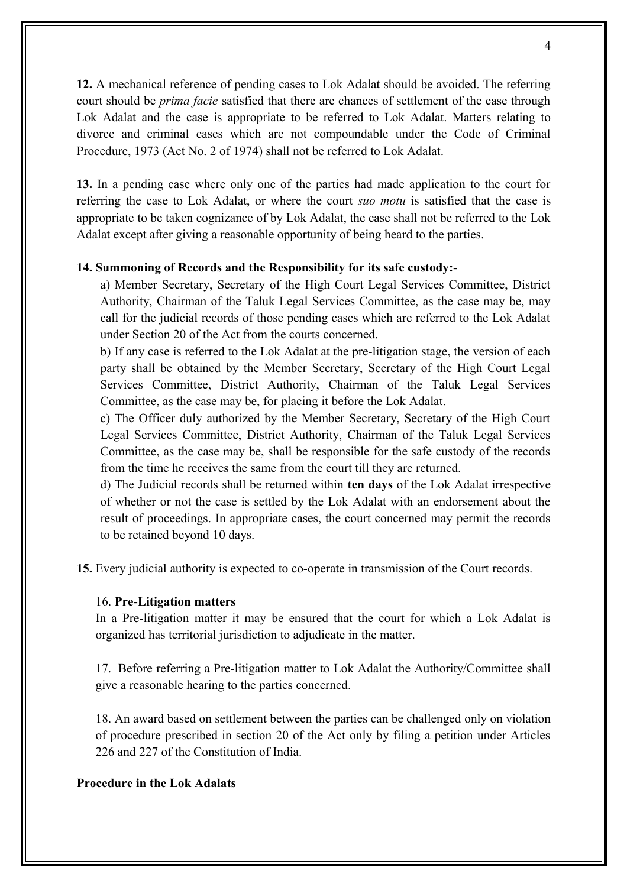**12.** A mechanical reference of pending cases to Lok Adalat should be avoided. The referring court should be *prima facie* satisfied that there are chances of settlement of the case through Lok Adalat and the case is appropriate to be referred to Lok Adalat. Matters relating to divorce and criminal cases which are not compoundable under the Code of Criminal Procedure, 1973 (Act No. 2 of 1974) shall not be referred to Lok Adalat.

**13.** In a pending case where only one of the parties had made application to the court for referring the case to Lok Adalat, or where the court *suo motu* is satisfied that the case is appropriate to be taken cognizance of by Lok Adalat, the case shall not be referred to the Lok Adalat except after giving a reasonable opportunity of being heard to the parties.

**14. Summoning of Records and the Responsibility for its safe custody:-**

a) Member Secretary, Secretary of the High Court Legal Services Committee, District Authority, Chairman of the Taluk Legal Services Committee, as the case may be, may call for the judicial records of those pending cases which are referred to the Lok Adalat under Section 20 of the Act from the courts concerned.

b) If any case is referred to the Lok Adalat at the pre-litigation stage, the version of each party shall be obtained by the Member Secretary, Secretary of the High Court Legal Services Committee, District Authority, Chairman of the Taluk Legal Services Committee, as the case may be, for placing it before the Lok Adalat.

c) The Officer duly authorized by the Member Secretary, Secretary of the High Court Legal Services Committee, District Authority, Chairman of the Taluk Legal Services Committee, as the case may be, shall be responsible for the safe custody of the records from the time he receives the same from the court till they are returned.

d) The Judicial records shall be returned within **ten days** of the Lok Adalat irrespective of whether or not the case is settled by the Lok Adalat with an endorsement about the result of proceedings. In appropriate cases, the court concerned may permit the records to be retained beyond 10 days.

**15.** Every judicial authority is expected to co-operate in transmission of the Court records.

16. **Pre-Litigation matters**

In a Pre-litigation matter it may be ensured that the court for which a Lok Adalat is organized has territorial jurisdiction to adjudicate in the matter.

17. Before referring a Pre-litigation matter to Lok Adalat the Authority/Committee shall give a reasonable hearing to the parties concerned.

18. An award based on settlement between the parties can be challenged only on violation of procedure prescribed in section 20 of the Act only by filing a petition under Articles 226 and 227 of the Constitution of India.

**Procedure in the Lok Adalats**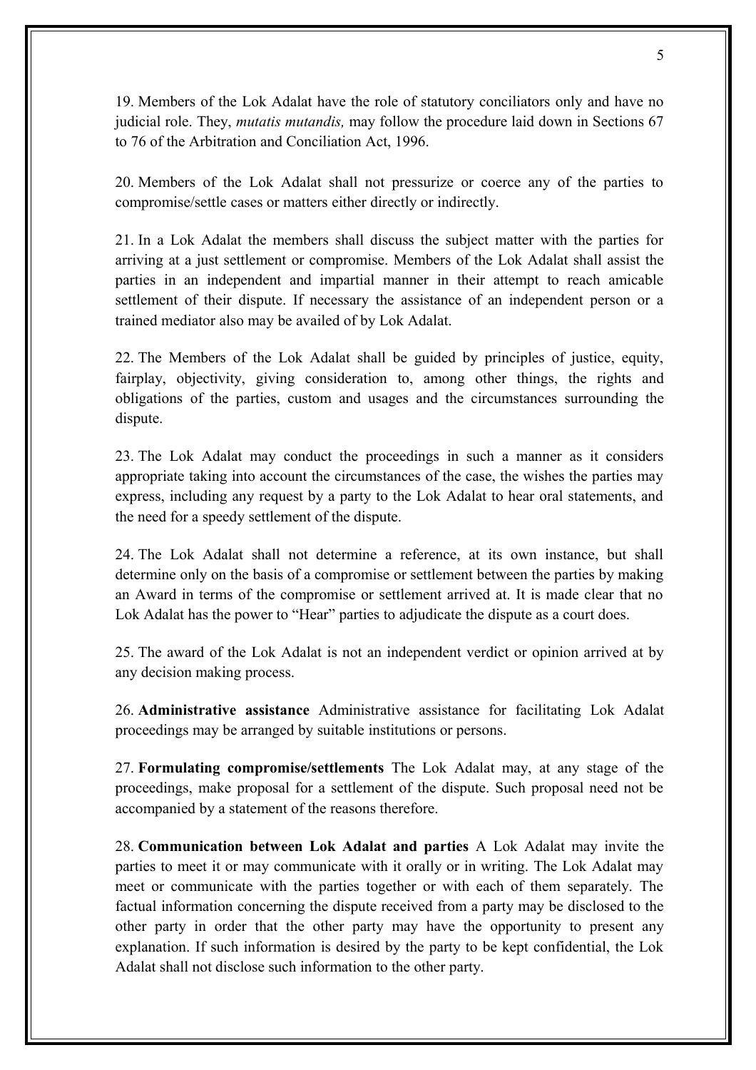19. Members of the Lok Adalat have the role of statutory conciliators only and have no judicial role. They, *mutatis mutandis,* may follow the procedure laid down in Sections 67 to 76 of the Arbitration and Conciliation Act, 1996.

20. Members of the Lok Adalat shall not pressurize or coerce any of the parties to compromise/settle cases or matters either directly or indirectly.

21. In a Lok Adalat the members shall discuss the subject matter with the parties for arriving at a just settlement or compromise. Members of the Lok Adalat shall assist the parties in an independent and impartial manner in their attempt to reach amicable settlement of their dispute. If necessary the assistance of an independent person or a trained mediator also may be availed of by Lok Adalat.

22. The Members of the Lok Adalat shall be guided by principles of justice, equity, fairplay, objectivity, giving consideration to, among other things, the rights and obligations of the parties, custom and usages and the circumstances surrounding the dispute.

23. The Lok Adalat may conduct the proceedings in such a manner as it considers appropriate taking into account the circumstances of the case, the wishes the parties may express, including any request by a party to the Lok Adalat to hear oral statements, and the need for a speedy settlement of the dispute.

24. The Lok Adalat shall not determine a reference, at its own instance, but shall determine only on the basis of a compromise or settlement between the parties by making an Award in terms of the compromise or settlement arrived at. It is made clear that no Lok Adalat has the power to "Hear" parties to adjudicate the dispute as a court does.

25. The award of the Lok Adalat is not an independent verdict or opinion arrived at by any decision making process.

26. **Administrative assistance** Administrative assistance for facilitating Lok Adalat proceedings may be arranged by suitable institutions or persons.

27. **Formulating compromise/settlements** The Lok Adalat may, at any stage of the proceedings, make proposal for a settlement of the dispute. Such proposal need not be accompanied by a statement of the reasons therefore.

28. **Communication between Lok Adalat and parties** A Lok Adalat may invite the parties to meet it or may communicate with it orally or in writing. The Lok Adalat may meet or communicate with the parties together or with each of them separately. The factual information concerning the dispute received from a party may be disclosed to the other party in order that the other party may have the opportunity to present any explanation. If such information is desired by the party to be kept confidential, the Lok Adalat shall not disclose such information to the other party.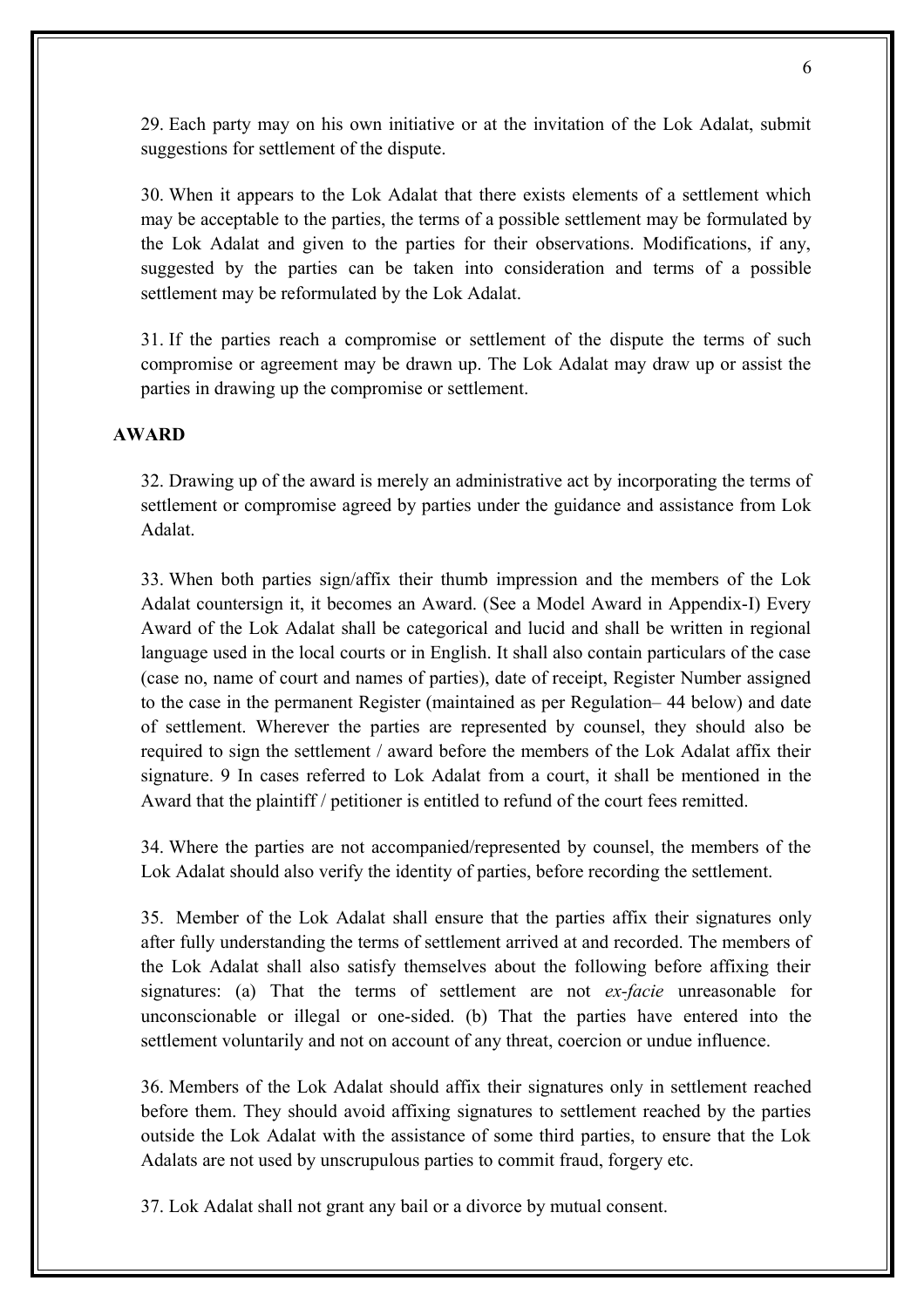29. Each party may on his own initiative or at the invitation of the Lok Adalat, submit suggestions for settlement of the dispute.

30. When it appears to the Lok Adalat that there exists elements of a settlement which may be acceptable to the parties, the terms of a possible settlement may be formulated by the Lok Adalat and given to the parties for their observations. Modifications, if any, suggested by the parties can be taken into consideration and terms of a possible settlement may be reformulated by the Lok Adalat.

31. If the parties reach a compromise or settlement of the dispute the terms of such compromise or agreement may be drawn up. The Lok Adalat may draw up or assist the parties in drawing up the compromise or settlement.

## AWARD

32. Drawing up of the award is merely an administrative act by incorporating the terms of settlement or compromise agreed by parties under the guidance and assistance from Lok Adalat.

33. When both parties sign/affix their thumb impression and the members of the Lok Adalat countersign it, it becomes an Award. (See a Model Award in Appendix-I) Every Award of the Lok Adalat shall be categorical and lucid and shall be written in regional language used in the local courts or in English. It shall also contain particulars of the case (case no, name of court and names of parties), date of receipt, Register Number assigned to the case in the permanent Register (maintained as per Regulation– 44 below) and date of settlement. Wherever the parties are represented by counsel, they should also be required to sign the settlement / award before the members of the Lok Adalat affix their signature. 9 In cases referred to Lok Adalat from a court, it shall be mentioned in the Award that the plaintiff / petitioner is entitled to refund of the court fees remitted.

34. Where the parties are not accompanied/represented by counsel, the members of the Lok Adalat should also verify the identity of parties, before recording the settlement.

35. Member of the Lok Adalat shall ensure that the parties affix their signatures only after fully understanding the terms of settlement arrived at and recorded. The members of the Lok Adalat shall also satisfy themselves about the following before affixing their signatures: (a) That the terms of settlement are not *ex-facie* unreasonable for unconscionable or illegal or one-sided. (b) That the parties have entered into the settlement voluntarily and not on account of any threat, coercion or undue influence.

36. Members of the Lok Adalat should affix their signatures only in settlement reached before them. They should avoid affixing signatures to settlement reached by the parties outside the Lok Adalat with the assistance of some third parties, to ensure that the Lok Adalats are not used by unscrupulous parties to commit fraud, forgery etc.

37. Lok Adalat shall not grant any bail or a divorce by mutual consent.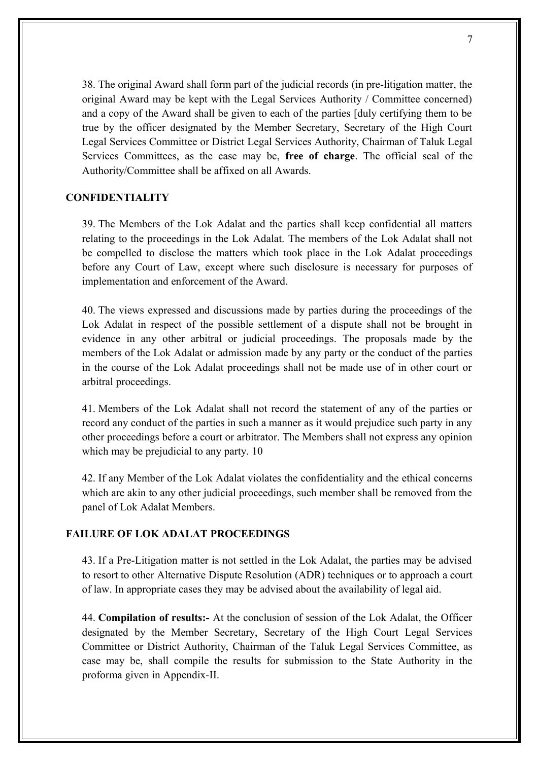38. The original Award shall form part of the judicial records (in pre-litigation matter, the original Award may be kept with the Legal Services Authority / Committee concerned) and a copy of the Award shall be given to each of the parties [duly certifying them to be true by the officer designated by the Member Secretary, Secretary of the High Court Legal Services Committee or District Legal Services Authority, Chairman of Taluk Legal Services Committees, as the case may be, **free of charge**. The official seal of the Authority/Committee shall be affixed on all Awards.

## CONFIDENTIALITY

39. The Members of the Lok Adalat and the parties shall keep confidential all matters relating to the proceedings in the Lok Adalat. The members of the Lok Adalat shall not be compelled to disclose the matters which took place in the Lok Adalat proceedings before any Court of Law, except where such disclosure is necessary for purposes of implementation and enforcement of the Award.

40. The views expressed and discussions made by parties during the proceedings of the Lok Adalat in respect of the possible settlement of a dispute shall not be brought in evidence in any other arbitral or judicial proceedings. The proposals made by the members of the Lok Adalat or admission made by any party or the conduct of the parties in the course of the Lok Adalat proceedings shall not be made use of in other court or arbitral proceedings.

41. Members of the Lok Adalat shall not record the statement of any of the parties or record any conduct of the parties in such a manner as it would prejudice such party in any other proceedings before a court or arbitrator. The Members shall not express any opinion which may be prejudicial to any party. 10

42. If any Member of the Lok Adalat violates the confidentiality and the ethical concerns which are akin to any other judicial proceedings, such member shall be removed from the panel of Lok Adalat Members.

## FAILURE OF LOK ADALAT PROCEEDINGS

43. If a Pre-Litigation matter is not settled in the Lok Adalat, the parties may be advised to resort to other Alternative Dispute Resolution (ADR) techniques or to approach a court of law. In appropriate cases they may be advised about the availability of legal aid.

44. **Compilation of results:-** At the conclusion of session of the Lok Adalat, the Officer designated by the Member Secretary, Secretary of the High Court Legal Services Committee or District Authority, Chairman of the Taluk Legal Services Committee, as case may be, shall compile the results for submission to the State Authority in the proforma given in Appendix-II.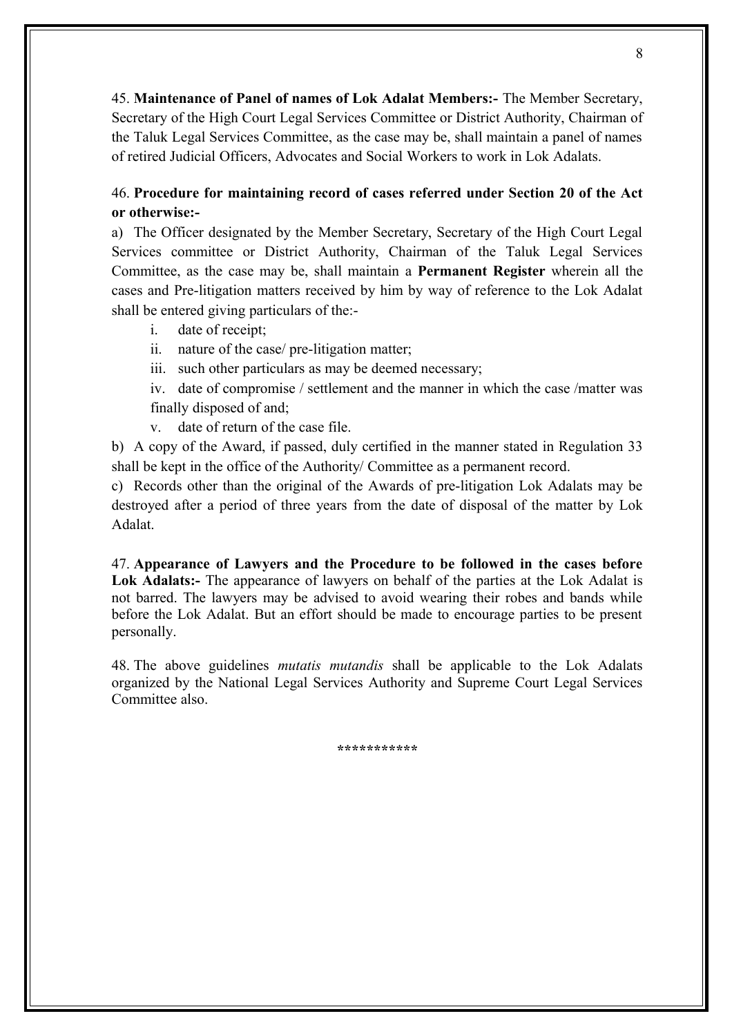45. **Maintenance of Panel of names of Lok Adalat Members:-** The Member Secretary, Secretary of the High Court Legal Services Committee or District Authority, Chairman of the Taluk Legal Services Committee, as the case may be, shall maintain a panel of names of retired Judicial Officers, Advocates and Social Workers to work in Lok Adalats.

46. **Procedure for maintaining record of cases referred under Section 20 of the Act or otherwise:-**

a) The Officer designated by the Member Secretary, Secretary of the High Court Legal Services committee or District Authority, Chairman of the Taluk Legal Services Committee, as the case may be, shall maintain a **Permanent Register** wherein all the cases and Pre-litigation matters received by him by way of reference to the Lok Adalat shall be entered giving particulars of the:-

i. date of receipt;

ii. nature of the case/ pre-litigation matter;

iii. such other particulars as may be deemed necessary;

iv. date of compromise / settlement and the manner in which the case /matter was finally disposed of and;

v. date of return of the case file.

b) A copy of the Award, if passed, duly certified in the manner stated in Regulation 33 shall be kept in the office of the Authority/ Committee as a permanent record.

c) Records other than the original of the Awards of pre-litigation Lok Adalats may be destroyed after a period of three years from the date of disposal of the matter by Lok Adalat.

47. **Appearance of Lawyers and the Procedure to be followed in the cases before Lok Adalats:-** The appearance of lawyers on behalf of the parties at the Lok Adalat is not barred. The lawyers may be advised to avoid wearing their robes and bands while before the Lok Adalat. But an effort should be made to encourage parties to be present personally.

48. The above guidelines *mutatis mutandis* shall be applicable to the Lok Adalats organized by the National Legal Services Authority and Supreme Court Legal Services Committee also.

\*\*\*\*\*\*\*\*\*\*\*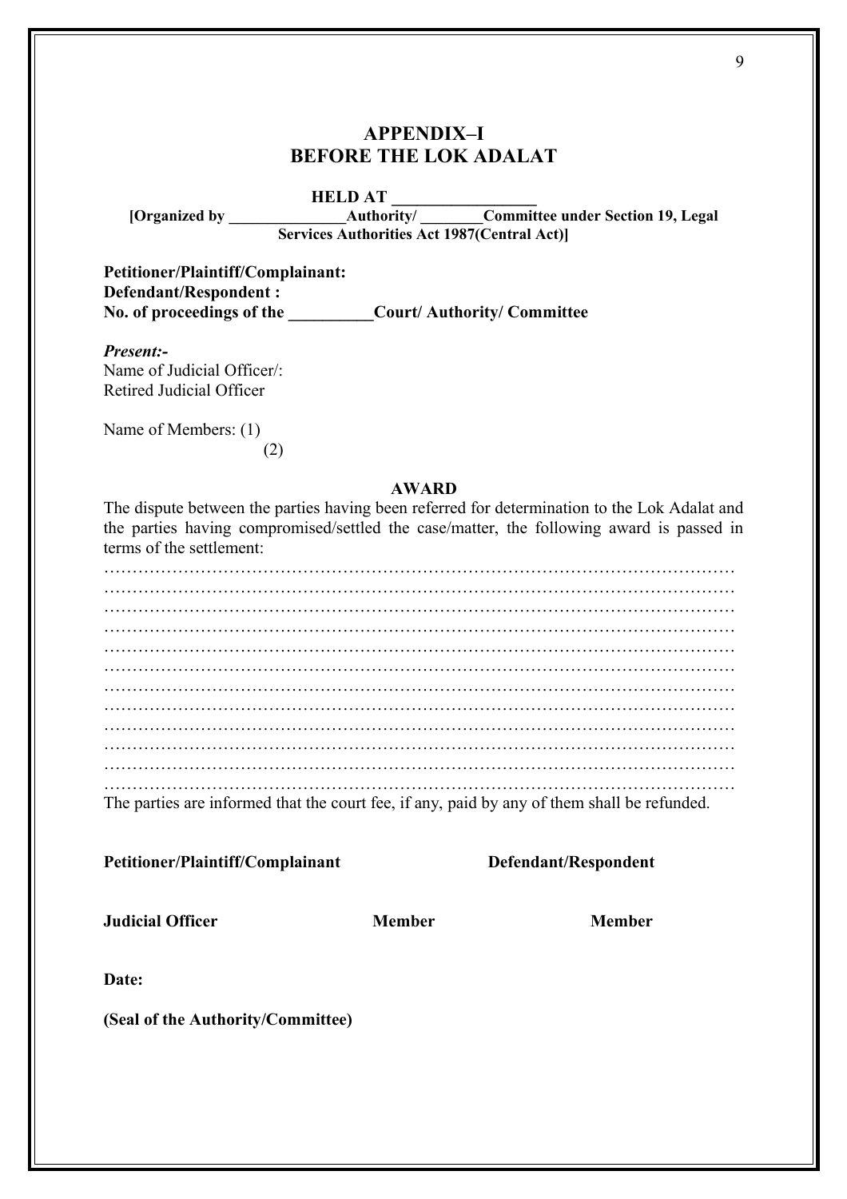# APPENDIX–I
# BEFORE THE LOK ADALAT

**HELD AT \_\_\_\_\_\_\_\_\_\_\_\_\_\_\_\_\_\_**

**[Organized by \_\_\_\_\_\_\_\_\_\_\_\_\_\_\_\_Authority/ \_\_\_\_\_\_\_\_\_Committee under Section 19, Legal Services Authorities Act 1987(Central Act)]**

**Petitioner/Plaintiff/Complainant:**
**Defendant/Respondent :**
**No. of proceedings of the \_\_\_\_\_\_\_\_\_\_\_Court/ Authority/ Committee**

***Present:-***
Name of Judicial Officer/:
Retired Judicial Officer

Name of Members: (1)
(2)

**AWARD**

The dispute between the parties having been referred for determination to the Lok Adalat and the parties having compromised/settled the case/matter, the following award is passed in terms of the settlement:

…………………………………………………………………………………………………
…………………………………………………………………………………………………
…………………………………………………………………………………………………
…………………………………………………………………………………………………
…………………………………………………………………………………………………
…………………………………………………………………………………………………
…………………………………………………………………………………………………
…………………………………………………………………………………………………
…………………………………………………………………………………………………
…………………………………………………………………………………………………
…………………………………………………………………………………………………
…………………………………………………………………………………………………

The parties are informed that the court fee, if any, paid by any of them shall be refunded.

**Petitioner/Plaintiff/Complainant** **Defendant/Respondent**

**Judicial Officer** **Member** **Member**

**Date:**

**(Seal of the Authority/Committee)**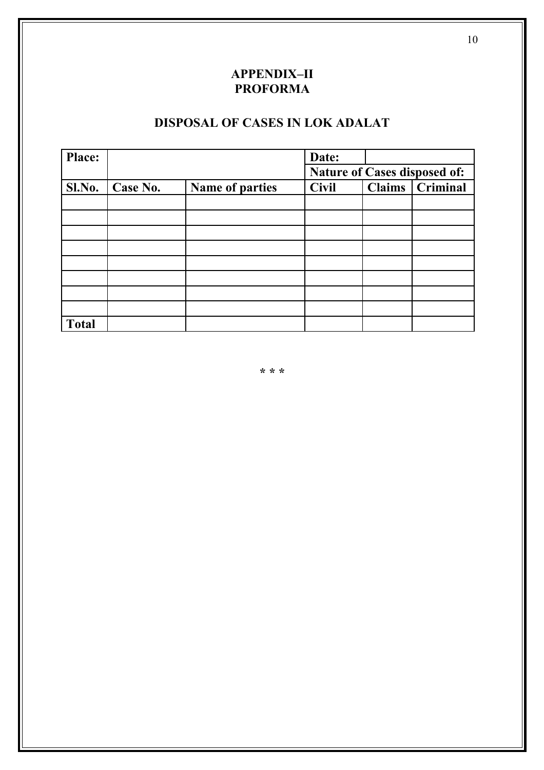## APPENDIX–II
## PROFORMA

## DISPOSAL OF CASES IN LOK ADALAT

| **Place:** | | | **Date:** | | |
|---|---|---|---|---|---|
| | | | **Nature of Cases disposed of:** | | |
| **Sl.No.** | **Case No.** | **Name of parties** | **Civil** | **Claims** | **Criminal** |
| | | | | | |
| | | | | | |
| | | | | | |
| | | | | | |
| | | | | | |
| | | | | | |
| | | | | | |
| | | | | | |
| **Total** | | | | | |

* * *